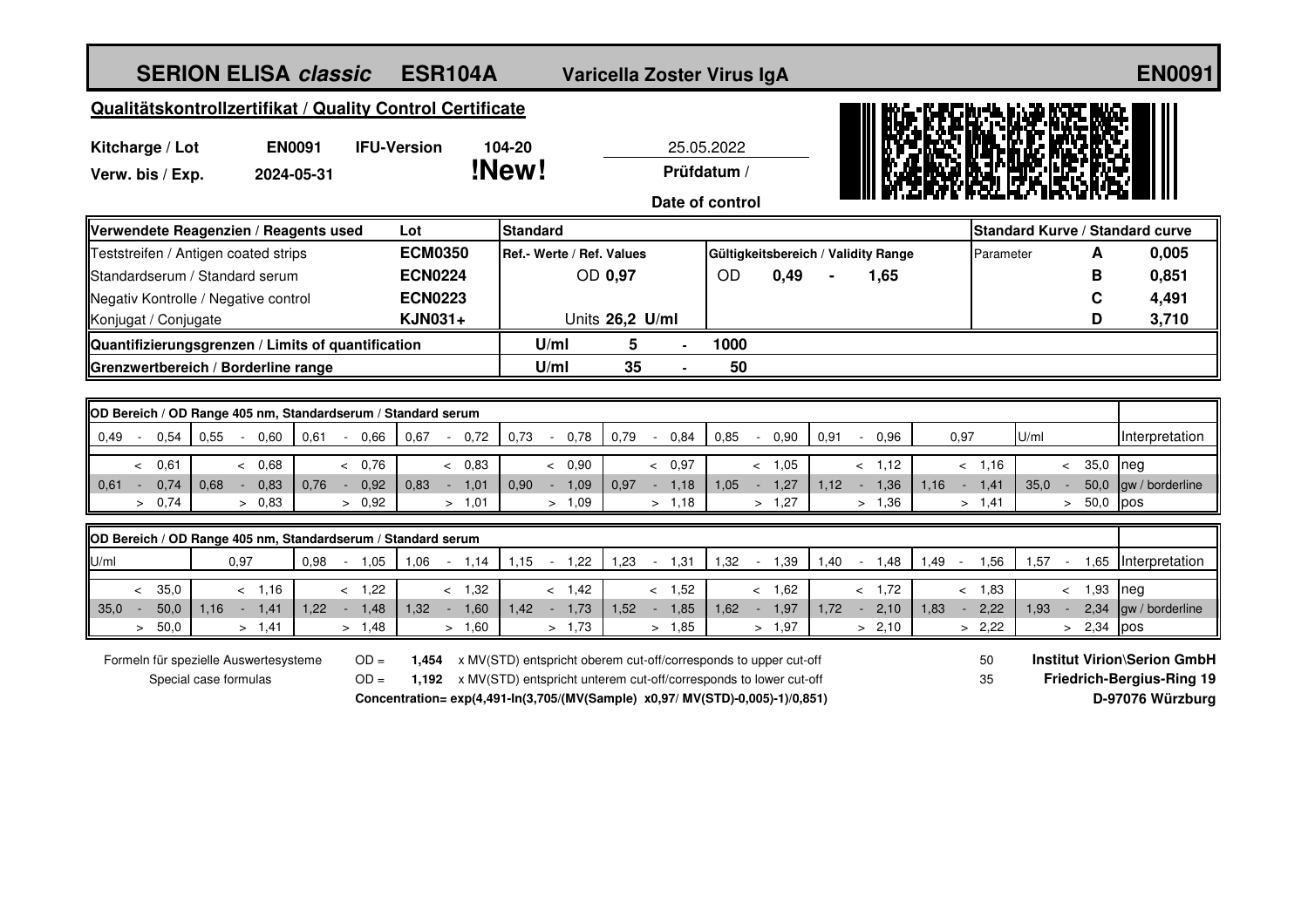# SERION ELISA *classic* ESR104A Varicella Zoster Virus IgA EN0091

## Qualitätskontrollzertifikat / Quality Control Certificate

| | | | | |
|---|---|---|---|---|
| **Kitcharge / Lot** | **EN0091** | **IFU-Version** | **104-20** | 25.05.2022 |
| **Verw. bis / Exp.** | **2024-05-31** | | **!New!** | **Prüfdatum / Date of control** |

| Verwendete Reagenzien / Reagents used | Lot | Standard | | | | | Standard Kurve / Standard curve | | |
|---|---|---|---|---|---|---|---|---|---|
| Teststreifen / Antigen coated strips | **ECM0350** | Ref.- Werte / Ref. Values | | Gültigkeitsbereich / Validity Range | | | Parameter | **A** | **0,005** |
| Standardserum / Standard serum | **ECN0224** | OD **0,97** | | OD | **0,49 - 1,65** | | | **B** | **0,851** |
| Negativ Kontrolle / Negative control | **ECN0223** | | | | | | | **C** | **4,491** |
| Konjugat / Conjugate | **KJN031+** | Units **26,2 U/ml** | | | | | | **D** | **3,710** |
| **Quantifizierungsgrenzen / Limits of quantification** | | **U/ml** | **5** | **-** | **1000** | | | | |
| **Grenzwertbereich / Borderline range** | | **U/ml** | **35** | **-** | **50** | | | | |

**OD Bereich / OD Range 405 nm, Standardserum / Standard serum**

| 0,49 - 0,54 | 0,55 - 0,60 | 0,61 - 0,66 | 0,67 - 0,72 | 0,73 - 0,78 | 0,79 - 0,84 | 0,85 - 0,90 | 0,91 - 0,96 | 0,97 | U/ml | Interpretation |
|---|---|---|---|---|---|---|---|---|---|---|
| < 0,61 | < 0,68 | < 0,76 | < 0,83 | < 0,90 | < 0,97 | < 1,05 | < 1,12 | < 1,16 | < 35,0 | neg |
| 0,61 - 0,74 | 0,68 - 0,83 | 0,76 - 0,92 | 0,83 - 1,01 | 0,90 - 1,09 | 0,97 - 1,18 | 1,05 - 1,27 | 1,12 - 1,36 | 1,16 - 1,41 | 35,0 - 50,0 | gw / borderline |
| > 0,74 | > 0,83 | > 0,92 | > 1,01 | > 1,09 | > 1,18 | > 1,27 | > 1,36 | > 1,41 | > 50,0 | pos |

**OD Bereich / OD Range 405 nm, Standardserum / Standard serum**

| U/ml | 0,97 | 0,98 - 1,05 | 1,06 - 1,14 | 1,15 - 1,22 | 1,23 - 1,31 | 1,32 - 1,39 | 1,40 - 1,48 | 1,49 - 1,56 | 1,57 - 1,65 | Interpretation |
|---|---|---|---|---|---|---|---|---|---|---|
| < 35,0 | < 1,16 | < 1,22 | < 1,32 | < 1,42 | < 1,52 | < 1,62 | < 1,72 | < 1,83 | < 1,93 | neg |
| 35,0 - 50,0 | 1,16 - 1,41 | 1,22 - 1,48 | 1,32 - 1,60 | 1,42 - 1,73 | 1,52 - 1,85 | 1,62 - 1,97 | 1,72 - 2,10 | 1,83 - 2,22 | 1,93 - 2,34 | gw / borderline |
| > 50,0 | > 1,41 | > 1,48 | > 1,60 | > 1,73 | > 1,85 | > 1,97 | > 2,10 | > 2,22 | > 2,34 | pos |

Formeln für spezielle Auswertesysteme / Special case formulas

OD = **1,454** x MV(STD) entspricht oberem cut-off/corresponds to upper cut-off — 50

OD = **1,192** x MV(STD) entspricht unterem cut-off/corresponds to lower cut-off — 35

**Concentration= exp(4,491-ln(3,705/(MV(Sample) x0,97/ MV(STD)-0,005)-1)/0,851)**

**Institut Virion\Serion GmbH**
**Friedrich-Bergius-Ring 19**
**D-97076 Würzburg**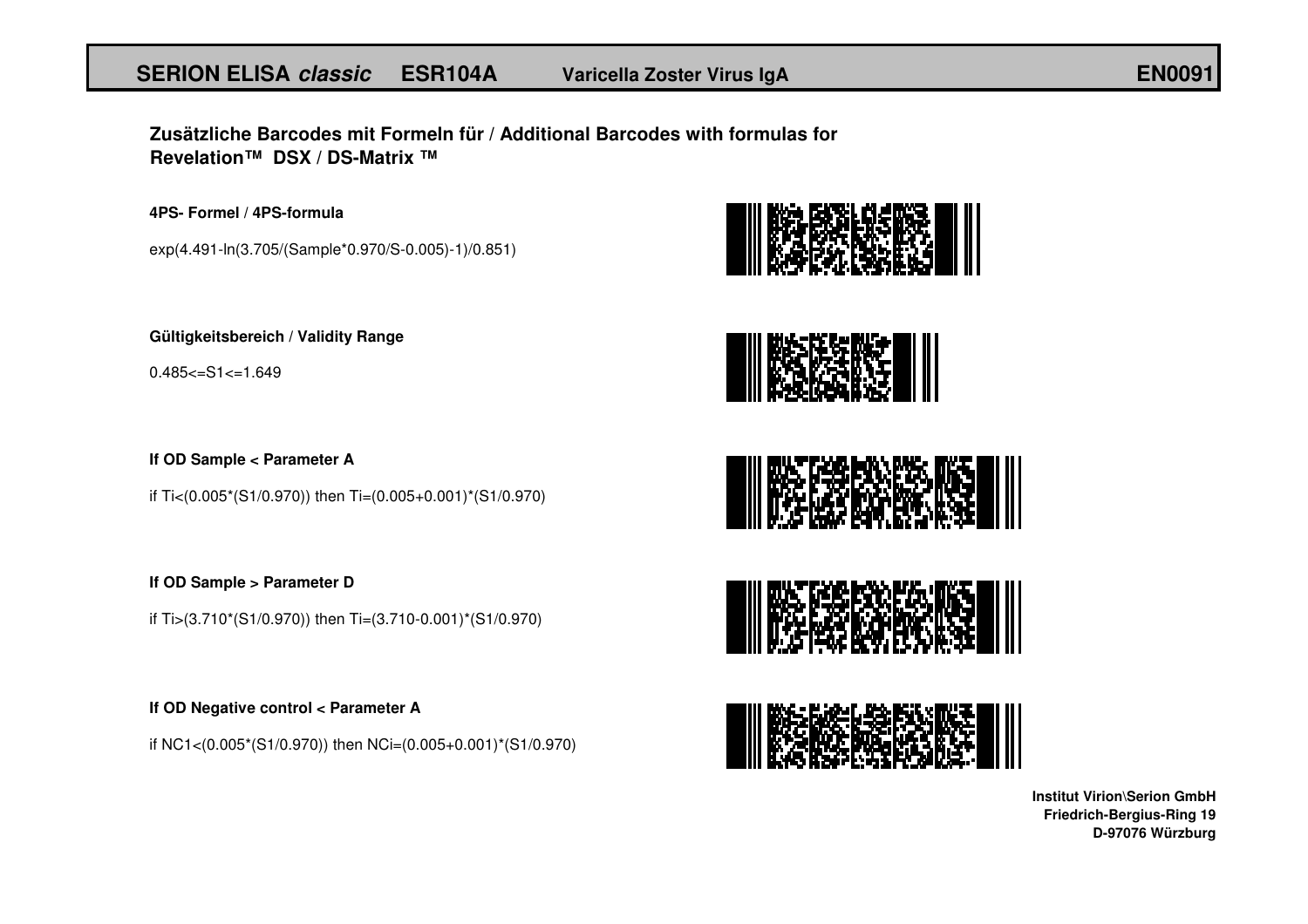**SERION ELISA *classic*   ESR104A   Varicella Zoster Virus IgA   EN0091**

## Zusätzliche Barcodes mit Formeln für / Additional Barcodes with formulas for Revelation™ DSX / DS-Matrix ™

**4PS- Formel / 4PS-formula**

exp(4.491-ln(3.705/(Sample*0.970/S-0.005)-1)/0.851)

**Gültigkeitsbereich / Validity Range**

0.485<=S1<=1.649

**If OD Sample < Parameter A**

if Ti<(0.005*(S1/0.970)) then Ti=(0.005+0.001)*(S1/0.970)

**If OD Sample > Parameter D**

if Ti>(3.710*(S1/0.970)) then Ti=(3.710-0.001)*(S1/0.970)

**If OD Negative control < Parameter A**

if NC1<(0.005*(S1/0.970)) then NCi=(0.005+0.001)*(S1/0.970)

**Institut Virion\Serion GmbH**
**Friedrich-Bergius-Ring 19**
**D-97076 Würzburg**